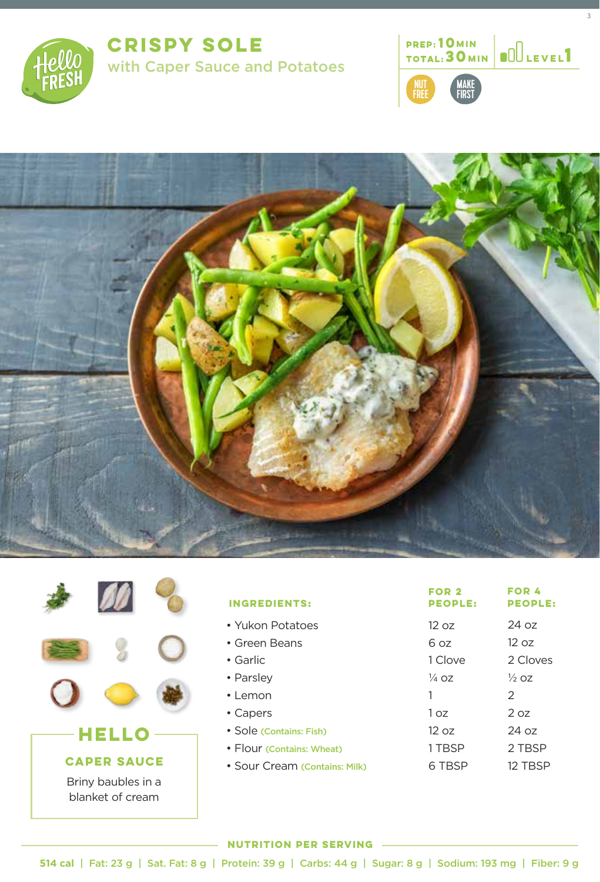# CRISPY SOLE

## with Caper Sauce and Potatoes

PREP: 10 MIN
TOTAL: 30 MIN

LEVEL 1

NUT FREE

MAKE FIRST

| INGREDIENTS: | FOR 2 PEOPLE: | FOR 4 PEOPLE: |
|---|---|---|
| • Yukon Potatoes | 12 oz | 24 oz |
| • Green Beans | 6 oz | 12 oz |
| • Garlic | 1 Clove | 2 Cloves |
| • Parsley | ¼ oz | ½ oz |
| • Lemon | 1 | 2 |
| • Capers | 1 oz | 2 oz |
| • Sole (Contains: Fish) | 12 oz | 24 oz |
| • Flour (Contains: Wheat) | 1 TBSP | 2 TBSP |
| • Sour Cream (Contains: Milk) | 6 TBSP | 12 TBSP |

## HELLO

### CAPER SAUCE

Briny baubles in a blanket of cream

### NUTRITION PER SERVING

514 cal | Fat: 23 g | Sat. Fat: 8 g | Protein: 39 g | Carbs: 44 g | Sugar: 8 g | Sodium: 193 mg | Fiber: 9 g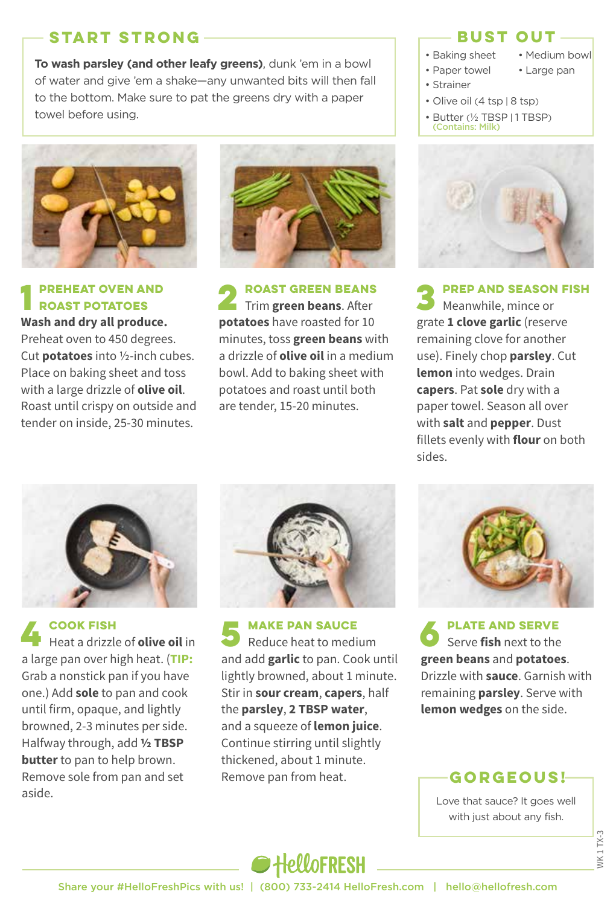## START STRONG

**To wash parsley (and other leafy greens)**, dunk 'em in a bowl of water and give 'em a shake—any unwanted bits will then fall to the bottom. Make sure to pat the greens dry with a paper towel before using.

## BUST OUT

- Baking sheet
- Paper towel
- Strainer
- Medium bowl
- Large pan
- Olive oil (4 tsp | 8 tsp)
- Butter (½ TBSP | 1 TBSP) (Contains: Milk)

### 1 PREHEAT OVEN AND ROAST POTATOES

**Wash and dry all produce.** Preheat oven to 450 degrees. Cut **potatoes** into ½-inch cubes. Place on baking sheet and toss with a large drizzle of **olive oil**. Roast until crispy on outside and tender on inside, 25-30 minutes.

### 2 ROAST GREEN BEANS

Trim **green beans**. After **potatoes** have roasted for 10 minutes, toss **green beans** with a drizzle of **olive oil** in a medium bowl. Add to baking sheet with potatoes and roast until both are tender, 15-20 minutes.

### 3 PREP AND SEASON FISH

Meanwhile, mince or grate **1 clove garlic** (reserve remaining clove for another use). Finely chop **parsley**. Cut **lemon** into wedges. Drain **capers**. Pat **sole** dry with a paper towel. Season all over with **salt** and **pepper**. Dust fillets evenly with **flour** on both sides.

### 4 COOK FISH

Heat a drizzle of **olive oil** in a large pan over high heat. (**TIP:** Grab a nonstick pan if you have one.) Add **sole** to pan and cook until firm, opaque, and lightly browned, 2-3 minutes per side. Halfway through, add **½ TBSP butter** to pan to help brown. Remove sole from pan and set aside.

### 5 MAKE PAN SAUCE

Reduce heat to medium and add **garlic** to pan. Cook until lightly browned, about 1 minute. Stir in **sour cream**, **capers**, half the **parsley**, **2 TBSP water**, and a squeeze of **lemon juice**. Continue stirring until slightly thickened, about 1 minute. Remove pan from heat.

### 6 PLATE AND SERVE

Serve **fish** next to the **green beans** and **potatoes**. Drizzle with **sauce**. Garnish with remaining **parsley**. Serve with **lemon wedges** on the side.

## GORGEOUS!

Love that sauce? It goes well with just about any fish.

WK 1 TX-3

HelloFRESH

Share your #HelloFreshPics with us! | (800) 733-2414 HelloFresh.com | hello@hellofresh.com